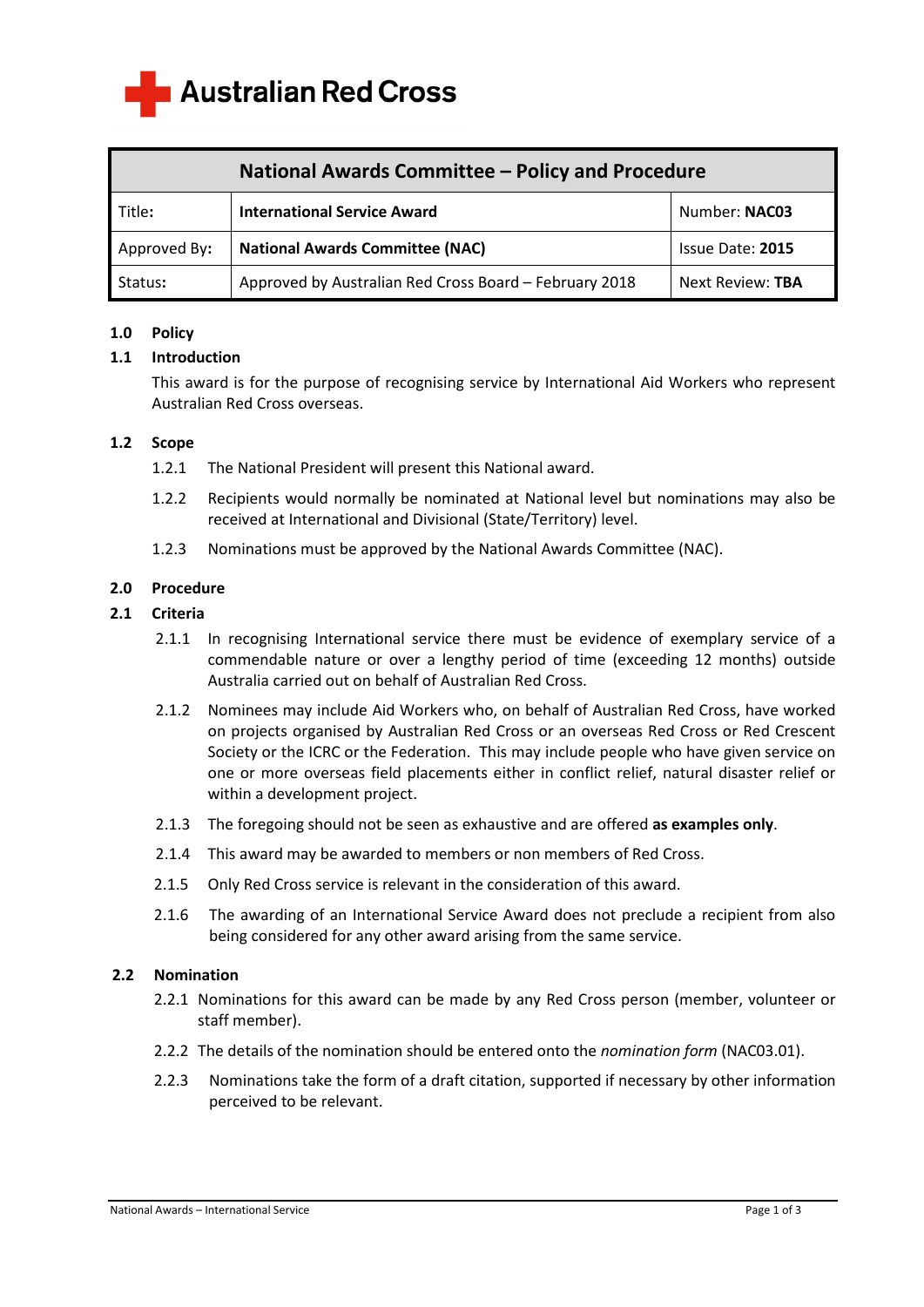Australian Red Cross

| National Awards Committee – Policy and Procedure | | |
|---|---|---|
| Title: | **International Service Award** | Number: **NAC03** |
| Approved By: | **National Awards Committee (NAC)** | Issue Date: **2015** |
| Status: | Approved by Australian Red Cross Board – February 2018 | Next Review: **TBA** |

## 1.0 Policy

### 1.1 Introduction

This award is for the purpose of recognising service by International Aid Workers who represent Australian Red Cross overseas.

### 1.2 Scope

1.2.1 The National President will present this National award.

1.2.2 Recipients would normally be nominated at National level but nominations may also be received at International and Divisional (State/Territory) level.

1.2.3 Nominations must be approved by the National Awards Committee (NAC).

## 2.0 Procedure

### 2.1 Criteria

2.1.1 In recognising International service there must be evidence of exemplary service of a commendable nature or over a lengthy period of time (exceeding 12 months) outside Australia carried out on behalf of Australian Red Cross.

2.1.2 Nominees may include Aid Workers who, on behalf of Australian Red Cross, have worked on projects organised by Australian Red Cross or an overseas Red Cross or Red Crescent Society or the ICRC or the Federation. This may include people who have given service on one or more overseas field placements either in conflict relief, natural disaster relief or within a development project.

2.1.3 The foregoing should not be seen as exhaustive and are offered **as examples only**.

2.1.4 This award may be awarded to members or non members of Red Cross.

2.1.5 Only Red Cross service is relevant in the consideration of this award.

2.1.6 The awarding of an International Service Award does not preclude a recipient from also being considered for any other award arising from the same service.

### 2.2 Nomination

2.2.1 Nominations for this award can be made by any Red Cross person (member, volunteer or staff member).

2.2.2 The details of the nomination should be entered onto the *nomination form* (NAC03.01).

2.2.3 Nominations take the form of a draft citation, supported if necessary by other information perceived to be relevant.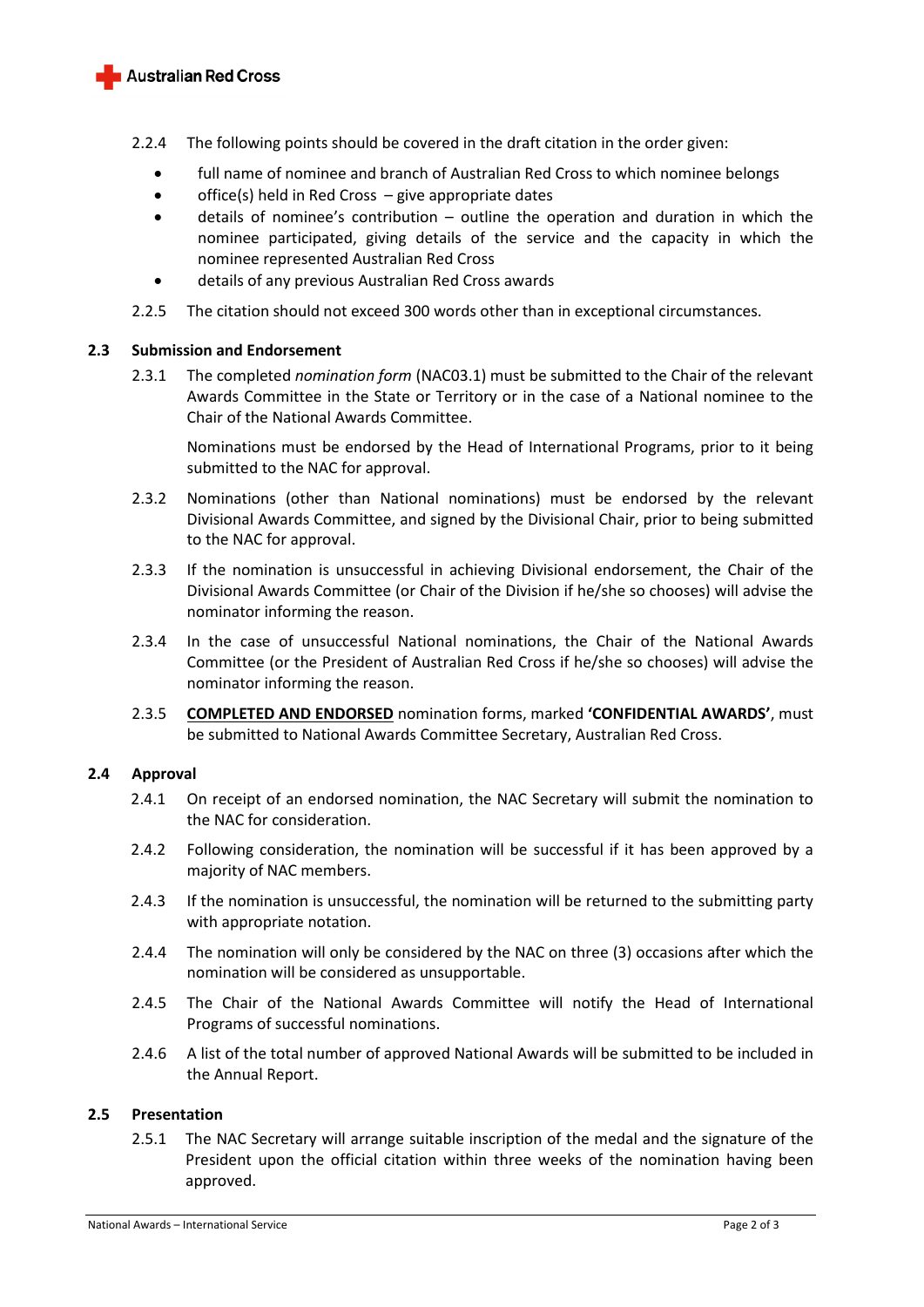2.2.4 The following points should be covered in the draft citation in the order given:

- full name of nominee and branch of Australian Red Cross to which nominee belongs
- office(s) held in Red Cross – give appropriate dates
- details of nominee's contribution – outline the operation and duration in which the nominee participated, giving details of the service and the capacity in which the nominee represented Australian Red Cross
- details of any previous Australian Red Cross awards

2.2.5 The citation should not exceed 300 words other than in exceptional circumstances.

### 2.3 Submission and Endorsement

2.3.1 The completed *nomination form* (NAC03.1) must be submitted to the Chair of the relevant Awards Committee in the State or Territory or in the case of a National nominee to the Chair of the National Awards Committee.

Nominations must be endorsed by the Head of International Programs, prior to it being submitted to the NAC for approval.

2.3.2 Nominations (other than National nominations) must be endorsed by the relevant Divisional Awards Committee, and signed by the Divisional Chair, prior to being submitted to the NAC for approval.

2.3.3 If the nomination is unsuccessful in achieving Divisional endorsement, the Chair of the Divisional Awards Committee (or Chair of the Division if he/she so chooses) will advise the nominator informing the reason.

2.3.4 In the case of unsuccessful National nominations, the Chair of the National Awards Committee (or the President of Australian Red Cross if he/she so chooses) will advise the nominator informing the reason.

2.3.5 <u>**COMPLETED AND ENDORSED**</u> nomination forms, marked **'CONFIDENTIAL AWARDS'**, must be submitted to National Awards Committee Secretary, Australian Red Cross.

### 2.4 Approval

2.4.1 On receipt of an endorsed nomination, the NAC Secretary will submit the nomination to the NAC for consideration.

2.4.2 Following consideration, the nomination will be successful if it has been approved by a majority of NAC members.

2.4.3 If the nomination is unsuccessful, the nomination will be returned to the submitting party with appropriate notation.

2.4.4 The nomination will only be considered by the NAC on three (3) occasions after which the nomination will be considered as unsupportable.

2.4.5 The Chair of the National Awards Committee will notify the Head of International Programs of successful nominations.

2.4.6 A list of the total number of approved National Awards will be submitted to be included in the Annual Report.

### 2.5 Presentation

2.5.1 The NAC Secretary will arrange suitable inscription of the medal and the signature of the President upon the official citation within three weeks of the nomination having been approved.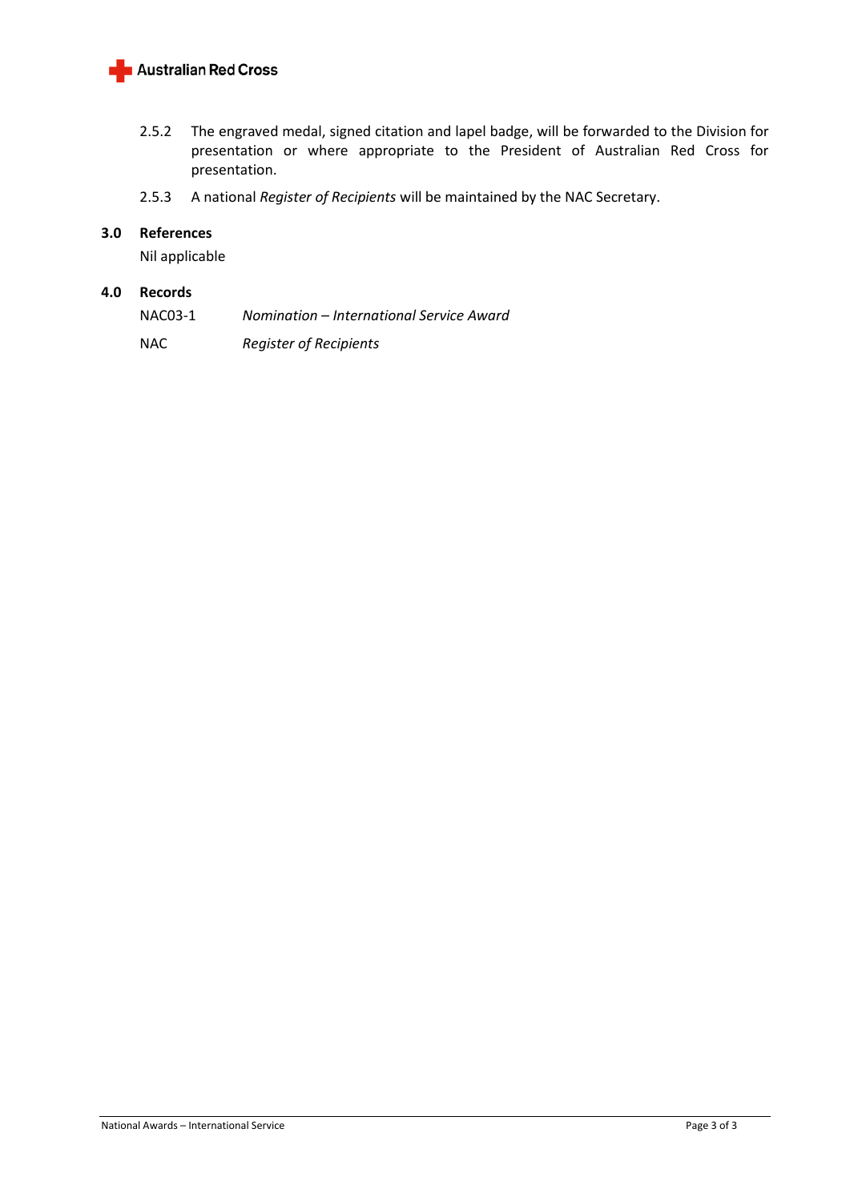2.5.2 The engraved medal, signed citation and lapel badge, will be forwarded to the Division for presentation or where appropriate to the President of Australian Red Cross for presentation.

2.5.3 A national *Register of Recipients* will be maintained by the NAC Secretary.

## 3.0 References

Nil applicable

## 4.0 Records

| | |
|---|---|
| NAC03-1 | *Nomination – International Service Award* |
| NAC | *Register of Recipients* |